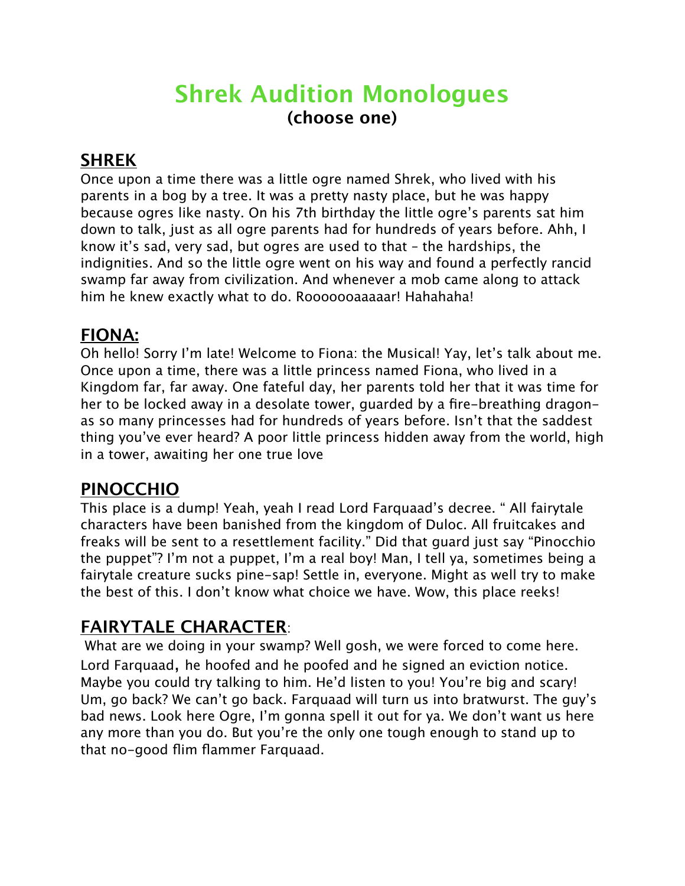# Shrek Audition Monologues

**(choose one)**

## SHREK

Once upon a time there was a little ogre named Shrek, who lived with his parents in a bog by a tree. It was a pretty nasty place, but he was happy because ogres like nasty. On his 7th birthday the little ogre's parents sat him down to talk, just as all ogre parents had for hundreds of years before. Ahh, I know it's sad, very sad, but ogres are used to that – the hardships, the indignities. And so the little ogre went on his way and found a perfectly rancid swamp far away from civilization. And whenever a mob came along to attack him he knew exactly what to do. Roooooaaaaar! Hahahaha!

## FIONA:

Oh hello! Sorry I'm late! Welcome to Fiona: the Musical! Yay, let's talk about me. Once upon a time, there was a little princess named Fiona, who lived in a Kingdom far, far away. One fateful day, her parents told her that it was time for her to be locked away in a desolate tower, guarded by a fire-breathing dragon- as so many princesses had for hundreds of years before. Isn't that the saddest thing you've ever heard? A poor little princess hidden away from the world, high in a tower, awaiting her one true love

## PINOCCHIO

This place is a dump! Yeah, yeah I read Lord Farquaad's decree. " All fairytale characters have been banished from the kingdom of Duloc. All fruitcakes and freaks will be sent to a resettlement facility." Did that guard just say "Pinocchio the puppet"? I'm not a puppet, I'm a real boy! Man, I tell ya, sometimes being a fairytale creature sucks pine-sap! Settle in, everyone. Might as well try to make the best of this. I don't know what choice we have. Wow, this place reeks!

## FAIRYTALE CHARACTER:

What are we doing in your swamp? Well gosh, we were forced to come here. Lord Farquaad, he hoofed and he poofed and he signed an eviction notice. Maybe you could try talking to him. He'd listen to you! You're big and scary! Um, go back? We can't go back. Farquaad will turn us into bratwurst. The guy's bad news. Look here Ogre, I'm gonna spell it out for ya. We don't want us here any more than you do. But you're the only one tough enough to stand up to that no-good flim flammer Farquaad.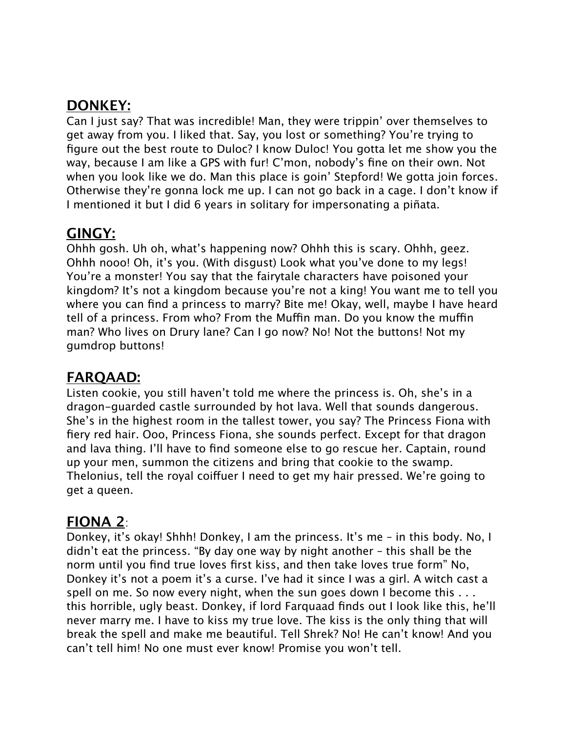## DONKEY:

Can I just say? That was incredible! Man, they were trippin' over themselves to get away from you. I liked that. Say, you lost or something? You're trying to figure out the best route to Duloc? I know Duloc! You gotta let me show you the way, because I am like a GPS with fur! C'mon, nobody's fine on their own. Not when you look like we do. Man this place is goin' Stepford! We gotta join forces. Otherwise they're gonna lock me up. I can not go back in a cage. I don't know if I mentioned it but I did 6 years in solitary for impersonating a piñata.

## GINGY:

Ohhh gosh. Uh oh, what's happening now? Ohhh this is scary. Ohhh, geez. Ohhh nooo! Oh, it's you. (With disgust) Look what you've done to my legs! You're a monster! You say that the fairytale characters have poisoned your kingdom? It's not a kingdom because you're not a king! You want me to tell you where you can find a princess to marry? Bite me! Okay, well, maybe I have heard tell of a princess. From who? From the Muffin man. Do you know the muffin man? Who lives on Drury lane? Can I go now? No! Not the buttons! Not my gumdrop buttons!

## FARQAAD:

Listen cookie, you still haven't told me where the princess is. Oh, she's in a dragon-guarded castle surrounded by hot lava. Well that sounds dangerous. She's in the highest room in the tallest tower, you say? The Princess Fiona with fiery red hair. Ooo, Princess Fiona, she sounds perfect. Except for that dragon and lava thing. I'll have to find someone else to go rescue her. Captain, round up your men, summon the citizens and bring that cookie to the swamp. Thelonius, tell the royal coiffuer I need to get my hair pressed. We're going to get a queen.

## FIONA 2:

Donkey, it's okay! Shhh! Donkey, I am the princess. It's me – in this body. No, I didn't eat the princess. "By day one way by night another – this shall be the norm until you find true loves first kiss, and then take loves true form" No, Donkey it's not a poem it's a curse. I've had it since I was a girl. A witch cast a spell on me. So now every night, when the sun goes down I become this . . . this horrible, ugly beast. Donkey, if lord Farquaad finds out I look like this, he'll never marry me. I have to kiss my true love. The kiss is the only thing that will break the spell and make me beautiful. Tell Shrek? No! He can't know! And you can't tell him! No one must ever know! Promise you won't tell.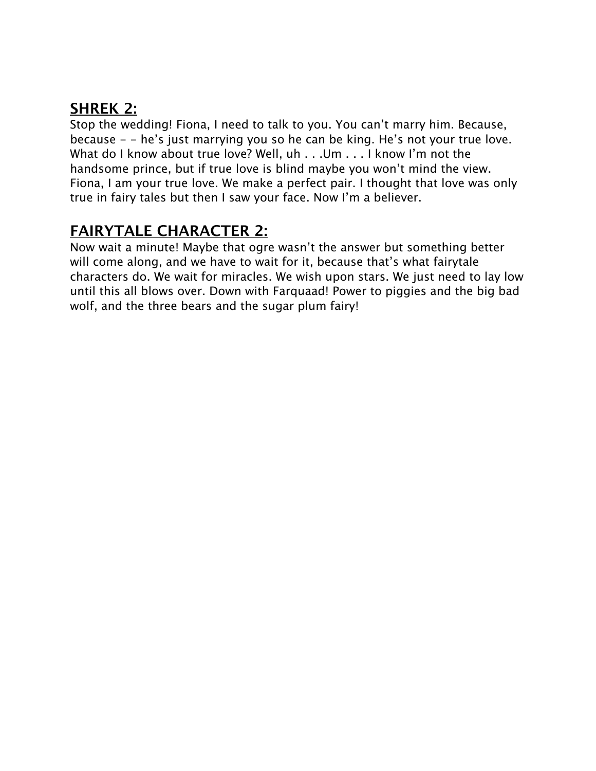## SHREK 2:

Stop the wedding! Fiona, I need to talk to you. You can't marry him. Because, because - - he's just marrying you so he can be king. He's not your true love. What do I know about true love? Well, uh . . .Um . . . I know I'm not the handsome prince, but if true love is blind maybe you won't mind the view. Fiona, I am your true love. We make a perfect pair. I thought that love was only true in fairy tales but then I saw your face. Now I'm a believer.

## FAIRYTALE CHARACTER 2:

Now wait a minute! Maybe that ogre wasn't the answer but something better will come along, and we have to wait for it, because that's what fairytale characters do. We wait for miracles. We wish upon stars. We just need to lay low until this all blows over. Down with Farquaad! Power to piggies and the big bad wolf, and the three bears and the sugar plum fairy!